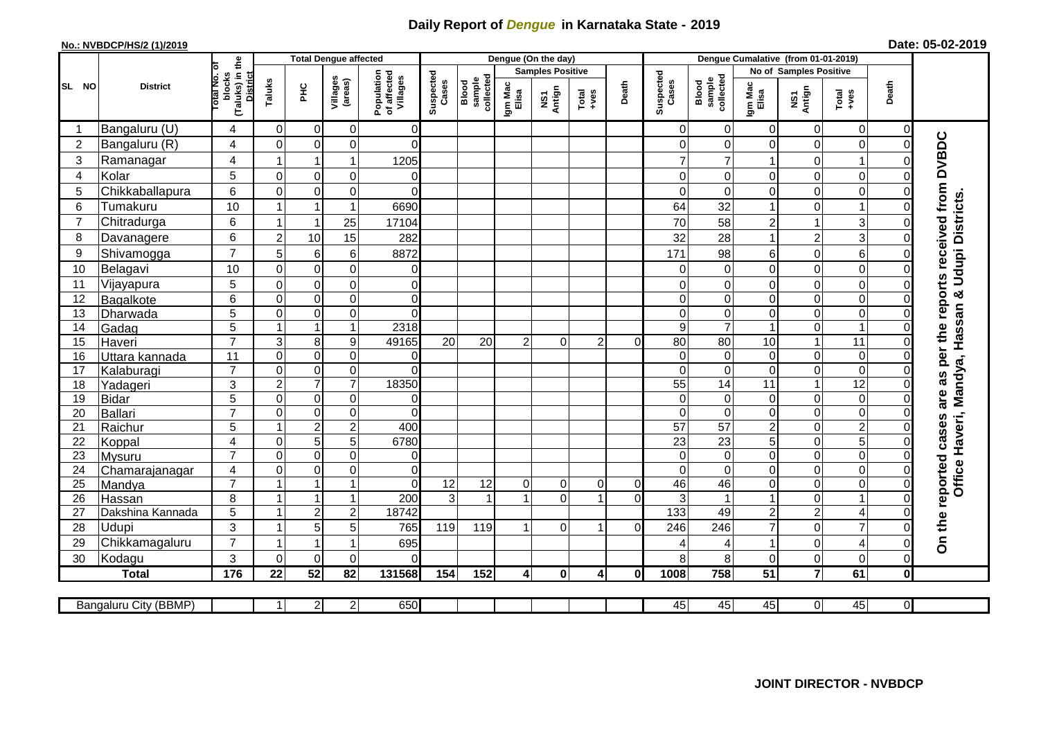# Daily Report of *Dengue* in Karnataka State - 2019

**No.: NVBDCP/HS/2 (1)/2019**

**Date: 05-02-2019**

| SL NO | District | Total No. of blocks (Taluks) in the District | Total Dengue affected | | | | Dengue (On the day) | | | | | | Dengue Cumalative (from 01-01-2019) | | | | | | |
|---|---|---|---|---|---|---|---|---|---|---|---|---|---|---|---|---|---|---|---|
| | | | Taluks | PHC | Villages (areas) | Population of affected Villages | Suspected Cases | Blood sample collected | Samples Positive | | | Death | Suspected Cases | Blood sample collected | No of Samples Positive | | | Death | |
| | | | | | | | | | Igm Mac Elisa | NS1 Antign | Total +ves | | | | Igm Mac Elisa | NS1 Antign | Total +ves | | |
| 1 | Bangaluru (U) | 4 | 0 | 0 | 0 | 0 | | | | | | | 0 | 0 | 0 | 0 | 0 | 0 | On the reported cases are as per the reports received from DVBDC Office Haveri, Mandya, Hassan & Udupi Districts. |
| 2 | Bangaluru (R) | 4 | 0 | 0 | 0 | 0 | | | | | | | 0 | 0 | 0 | 0 | 0 | 0 | |
| 3 | Ramanagar | 4 | 1 | 1 | 1 | 1205 | | | | | | | 7 | 7 | 1 | 0 | 1 | 0 | |
| 4 | Kolar | 5 | 0 | 0 | 0 | 0 | | | | | | | 0 | 0 | 0 | 0 | 0 | 0 | |
| 5 | Chikkaballapura | 6 | 0 | 0 | 0 | 0 | | | | | | | 0 | 0 | 0 | 0 | 0 | 0 | |
| 6 | Tumakuru | 10 | 1 | 1 | 1 | 6690 | | | | | | | 64 | 32 | 1 | 0 | 1 | 0 | |
| 7 | Chitradurga | 6 | 1 | 1 | 25 | 17104 | | | | | | | 70 | 58 | 2 | 1 | 3 | 0 | |
| 8 | Davanagere | 6 | 2 | 10 | 15 | 282 | | | | | | | 32 | 28 | 1 | 2 | 3 | 0 | |
| 9 | Shivamogga | 7 | 5 | 6 | 6 | 8872 | | | | | | | 171 | 98 | 6 | 0 | 6 | 0 | |
| 10 | Belagavi | 10 | 0 | 0 | 0 | 0 | | | | | | | 0 | 0 | 0 | 0 | 0 | 0 | |
| 11 | Vijayapura | 5 | 0 | 0 | 0 | 0 | | | | | | | 0 | 0 | 0 | 0 | 0 | 0 | |
| 12 | Bagalkote | 6 | 0 | 0 | 0 | 0 | | | | | | | 0 | 0 | 0 | 0 | 0 | 0 | |
| 13 | Dharwada | 5 | 0 | 0 | 0 | 0 | | | | | | | 0 | 0 | 0 | 0 | 0 | 0 | |
| 14 | Gadag | 5 | 1 | 1 | 1 | 2318 | | | | | | | 9 | 7 | 1 | 0 | 1 | 0 | |
| 15 | Haveri | 7 | 3 | 8 | 9 | 49165 | 20 | 20 | 2 | 0 | 2 | 0 | 80 | 80 | 10 | 1 | 11 | 0 | |
| 16 | Uttara kannada | 11 | 0 | 0 | 0 | 0 | | | | | | | 0 | 0 | 0 | 0 | 0 | 0 | |
| 17 | Kalaburagi | 7 | 0 | 0 | 0 | 0 | | | | | | | 0 | 0 | 0 | 0 | 0 | 0 | |
| 18 | Yadageri | 3 | 2 | 7 | 7 | 18350 | | | | | | | 55 | 14 | 11 | 1 | 12 | 0 | |
| 19 | Bidar | 5 | 0 | 0 | 0 | 0 | | | | | | | 0 | 0 | 0 | 0 | 0 | 0 | |
| 20 | Ballari | 7 | 0 | 0 | 0 | 0 | | | | | | | 0 | 0 | 0 | 0 | 0 | 0 | |
| 21 | Raichur | 5 | 1 | 2 | 2 | 400 | | | | | | | 57 | 57 | 2 | 0 | 2 | 0 | |
| 22 | Koppal | 4 | 0 | 5 | 5 | 6780 | | | | | | | 23 | 23 | 5 | 0 | 5 | 0 | |
| 23 | Mysuru | 7 | 0 | 0 | 0 | 0 | | | | | | | 0 | 0 | 0 | 0 | 0 | 0 | |
| 24 | Chamarajanagar | 4 | 0 | 0 | 0 | 0 | | | | | | | 0 | 0 | 0 | 0 | 0 | 0 | |
| 25 | Mandya | 7 | 1 | 1 | 1 | 0 | 12 | 12 | 0 | 0 | 0 | 0 | 46 | 46 | 0 | 0 | 0 | 0 | |
| 26 | Hassan | 8 | 1 | 1 | 1 | 200 | 3 | 1 | 1 | 0 | 1 | 0 | 3 | 1 | 1 | 0 | 1 | 0 | |
| 27 | Dakshina Kannada | 5 | 1 | 2 | 2 | 18742 | | | | | | | 133 | 49 | 2 | 2 | 4 | 0 | |
| 28 | Udupi | 3 | 1 | 5 | 5 | 765 | 119 | 119 | 1 | 0 | 1 | 0 | 246 | 246 | 7 | 0 | 7 | 0 | |
| 29 | Chikkamagaluru | 7 | 1 | 1 | 1 | 695 | | | | | | | 4 | 4 | 1 | 0 | 4 | 0 | |
| 30 | Kodagu | 3 | 0 | 0 | 0 | 0 | | | | | | | 8 | 8 | 0 | 0 | 0 | 0 | |
| | **Total** | **176** | **22** | **52** | **82** | **131568** | **154** | **152** | **4** | **0** | **4** | **0** | **1008** | **758** | **51** | **7** | **61** | **0** | |

| Bangaluru City (BBMP) | | 1 | 2 | 2 | 650 | | | | | | | 45 | 45 | 45 | 0 | 45 | 0 | |
|---|---|---|---|---|---|---|---|---|---|---|---|---|---|---|---|---|---|---|

**JOINT DIRECTOR - NVBDCP**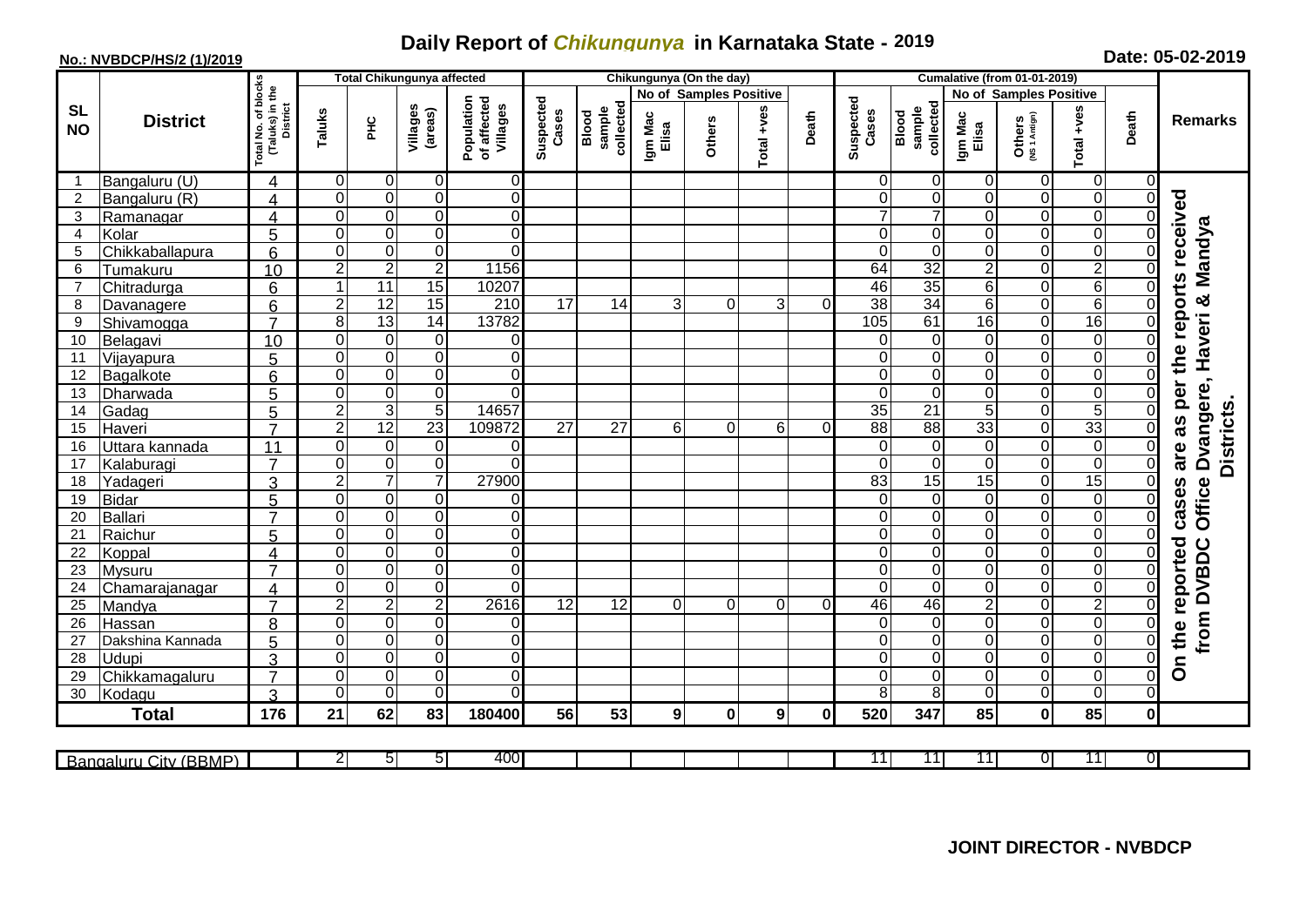# Daily Report of *Chikungunya* in Karnataka State - 2019

**No.: NVBDCP/HS/2 (1)/2019**

**Date: 05-02-2019**

| SL NO | District | Total No. of blocks (Taluks) in the District | Total Chikungunya affected | | | | Chikungunya (On the day) | | | | | | | Cumalative (from 01-01-2019) | | | | | | | Remarks |
|---|---|---|---|---|---|---|---|---|---|---|---|---|---|---|---|---|---|---|---|---|---|
| | | | Taluks | PHC | Villages (areas) | Population of affected Villages | Suspected Cases | Blood sample collected | No of Samples Positive | | | Death | Suspected Cases | Blood sample collected | No of Samples Positive | | | Death | |
| | | | | | | | | | Igm Mac Elisa | Others | Total +ves | | | | Igm Mac Elisa | Others (NS 1 Antign) | Total +ves | | |
| 1 | Bangaluru (U) | 4 | 0 | 0 | 0 | 0 | | | | | | | 0 | 0 | 0 | 0 | 0 | 0 | On the reported cases are as per the reports received from DVBDC Office Dvangere, Haveri & Mandya Districts. |
| 2 | Bangaluru (R) | 4 | 0 | 0 | 0 | 0 | | | | | | | 0 | 0 | 0 | 0 | 0 | 0 | |
| 3 | Ramanagar | 4 | 0 | 0 | 0 | 0 | | | | | | | 7 | 7 | 0 | 0 | 0 | 0 | |
| 4 | Kolar | 5 | 0 | 0 | 0 | 0 | | | | | | | 0 | 0 | 0 | 0 | 0 | 0 | |
| 5 | Chikkaballapura | 6 | 0 | 0 | 0 | 0 | | | | | | | 0 | 0 | 0 | 0 | 0 | 0 | |
| 6 | Tumakuru | 10 | 2 | 2 | 2 | 1156 | | | | | | | 64 | 32 | 2 | 0 | 2 | 0 | |
| 7 | Chitradurga | 6 | 1 | 11 | 15 | 10207 | | | | | | | 46 | 35 | 6 | 0 | 6 | 0 | |
| 8 | Davanagere | 6 | 2 | 12 | 15 | 210 | 17 | 14 | 3 | 0 | 3 | 0 | 38 | 34 | 6 | 0 | 6 | 0 | |
| 9 | Shivamogga | 7 | 8 | 13 | 14 | 13782 | | | | | | | 105 | 61 | 16 | 0 | 16 | 0 | |
| 10 | Belagavi | 10 | 0 | 0 | 0 | 0 | | | | | | | 0 | 0 | 0 | 0 | 0 | 0 | |
| 11 | Vijayapura | 5 | 0 | 0 | 0 | 0 | | | | | | | 0 | 0 | 0 | 0 | 0 | 0 | |
| 12 | Bagalkote | 6 | 0 | 0 | 0 | 0 | | | | | | | 0 | 0 | 0 | 0 | 0 | 0 | |
| 13 | Dharwada | 5 | 0 | 0 | 0 | 0 | | | | | | | 0 | 0 | 0 | 0 | 0 | 0 | |
| 14 | Gadag | 5 | 2 | 3 | 5 | 14657 | | | | | | | 35 | 21 | 5 | 0 | 5 | 0 | |
| 15 | Haveri | 7 | 2 | 12 | 23 | 109872 | 27 | 27 | 6 | 0 | 6 | 0 | 88 | 88 | 33 | 0 | 33 | 0 | |
| 16 | Uttara kannada | 11 | 0 | 0 | 0 | 0 | | | | | | | 0 | 0 | 0 | 0 | 0 | 0 | |
| 17 | Kalaburagi | 7 | 0 | 0 | 0 | 0 | | | | | | | 0 | 0 | 0 | 0 | 0 | 0 | |
| 18 | Yadageri | 3 | 2 | 7 | 7 | 27900 | | | | | | | 83 | 15 | 15 | 0 | 15 | 0 | |
| 19 | Bidar | 5 | 0 | 0 | 0 | 0 | | | | | | | 0 | 0 | 0 | 0 | 0 | 0 | |
| 20 | Ballari | 7 | 0 | 0 | 0 | 0 | | | | | | | 0 | 0 | 0 | 0 | 0 | 0 | |
| 21 | Raichur | 5 | 0 | 0 | 0 | 0 | | | | | | | 0 | 0 | 0 | 0 | 0 | 0 | |
| 22 | Koppal | 4 | 0 | 0 | 0 | 0 | | | | | | | 0 | 0 | 0 | 0 | 0 | 0 | |
| 23 | Mysuru | 7 | 0 | 0 | 0 | 0 | | | | | | | 0 | 0 | 0 | 0 | 0 | 0 | |
| 24 | Chamarajanagar | 4 | 0 | 0 | 0 | 0 | | | | | | | 0 | 0 | 0 | 0 | 0 | 0 | |
| 25 | Mandya | 7 | 2 | 2 | 2 | 2616 | 12 | 12 | 0 | 0 | 0 | 0 | 46 | 46 | 2 | 0 | 2 | 0 | |
| 26 | Hassan | 8 | 0 | 0 | 0 | 0 | | | | | | | 0 | 0 | 0 | 0 | 0 | 0 | |
| 27 | Dakshina Kannada | 5 | 0 | 0 | 0 | 0 | | | | | | | 0 | 0 | 0 | 0 | 0 | 0 | |
| 28 | Udupi | 3 | 0 | 0 | 0 | 0 | | | | | | | 0 | 0 | 0 | 0 | 0 | 0 | |
| 29 | Chikkamagaluru | 7 | 0 | 0 | 0 | 0 | | | | | | | 0 | 0 | 0 | 0 | 0 | 0 | |
| 30 | Kodagu | 3 | 0 | 0 | 0 | 0 | | | | | | | 8 | 8 | 0 | 0 | 0 | 0 | |
| | **Total** | **176** | **21** | **62** | **83** | **180400** | **56** | **53** | **9** | **0** | **9** | **0** | **520** | **347** | **85** | **0** | **85** | **0** | |

| | | | | | | | | | | | | | | | | | | | |
|---|---|---|---|---|---|---|---|---|---|---|---|---|---|---|---|---|---|---|---|
| Bangaluru City (BBMP) | | 2 | 5 | 5 | 400 | | | | | | | 11 | 11 | 11 | 0 | 11 | 0 | |

**JOINT DIRECTOR - NVBDCP**